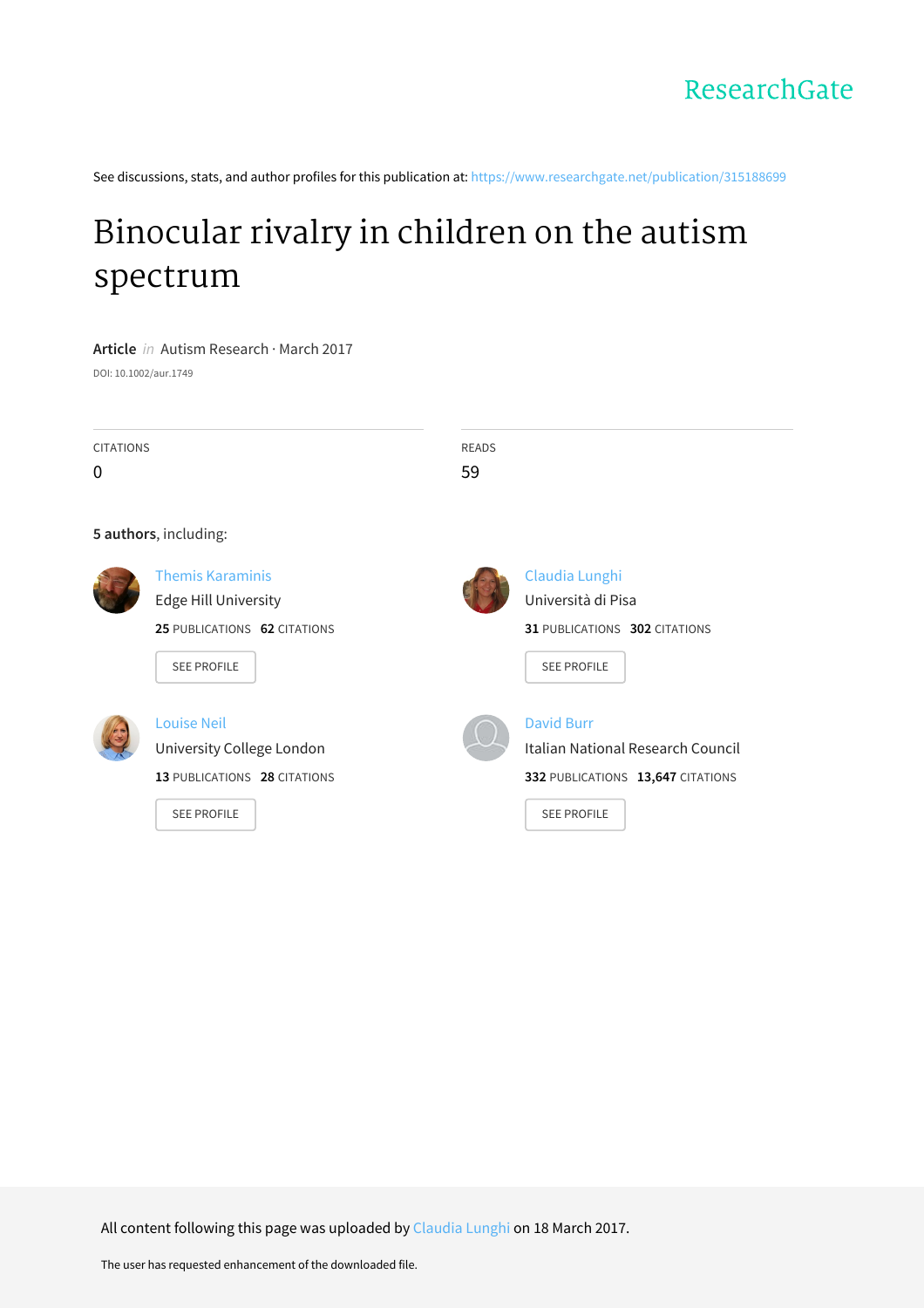ResearchGate

See discussions, stats, and author profiles for this publication at: https://www.researchgate.net/publication/315188699

# Binocular rivalry in children on the autism spectrum

**Article** *in* Autism Research · March 2017

DOI: 10.1002/aur.1749

| CITATIONS | READS |
| --- | --- |
| 0 | 59 |

**5 authors**, including:

**Themis Karaminis**
Edge Hill University
**25** PUBLICATIONS **62** CITATIONS
SEE PROFILE

**Claudia Lunghi**
Università di Pisa
**31** PUBLICATIONS **302** CITATIONS
SEE PROFILE

**Louise Neil**
University College London
**13** PUBLICATIONS **28** CITATIONS
SEE PROFILE

**David Burr**
Italian National Research Council
**332** PUBLICATIONS **13,647** CITATIONS
SEE PROFILE

All content following this page was uploaded by Claudia Lunghi on 18 March 2017.

The user has requested enhancement of the downloaded file.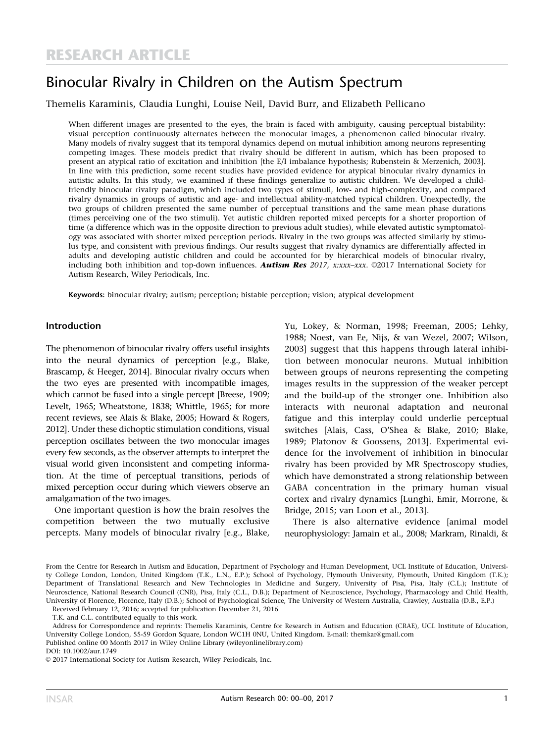# RESEARCH ARTICLE

# Binocular Rivalry in Children on the Autism Spectrum

Themelis Karaminis, Claudia Lunghi, Louise Neil, David Burr, and Elizabeth Pellicano

When different images are presented to the eyes, the brain is faced with ambiguity, causing perceptual bistability: visual perception continuously alternates between the monocular images, a phenomenon called binocular rivalry. Many models of rivalry suggest that its temporal dynamics depend on mutual inhibition among neurons representing competing images. These models predict that rivalry should be different in autism, which has been proposed to present an atypical ratio of excitation and inhibition [the E/I imbalance hypothesis; Rubenstein & Merzenich, 2003]. In line with this prediction, some recent studies have provided evidence for atypical binocular rivalry dynamics in autistic adults. In this study, we examined if these findings generalize to autistic children. We developed a child-friendly binocular rivalry paradigm, which included two types of stimuli, low- and high-complexity, and compared rivalry dynamics in groups of autistic and age- and intellectual ability-matched typical children. Unexpectedly, the two groups of children presented the same number of perceptual transitions and the same mean phase durations (times perceiving one of the two stimuli). Yet autistic children reported mixed percepts for a shorter proportion of time (a difference which was in the opposite direction to previous adult studies), while elevated autistic symptomatology was associated with shorter mixed perception periods. Rivalry in the two groups was affected similarly by stimulus type, and consistent with previous findings. Our results suggest that rivalry dynamics are differentially affected in adults and developing autistic children and could be accounted for by hierarchical models of binocular rivalry, including both inhibition and top-down influences. ***Autism Res** 2017, x:xxx–xxx.* ©2017 International Society for Autism Research, Wiley Periodicals, Inc.

**Keywords:** binocular rivalry; autism; perception; bistable perception; vision; atypical development

## Introduction

The phenomenon of binocular rivalry offers useful insights into the neural dynamics of perception [e.g., Blake, Brascamp, & Heeger, 2014]. Binocular rivalry occurs when the two eyes are presented with incompatible images, which cannot be fused into a single percept [Breese, 1909; Levelt, 1965; Wheatstone, 1838; Whittle, 1965; for more recent reviews, see Alais & Blake, 2005; Howard & Rogers, 2012]. Under these dichoptic stimulation conditions, visual perception oscillates between the two monocular images every few seconds, as the observer attempts to interpret the visual world given inconsistent and competing information. At the time of perceptual transitions, periods of mixed perception occur during which viewers observe an amalgamation of the two images.

One important question is how the brain resolves the competition between the two mutually exclusive percepts. Many models of binocular rivalry [e.g., Blake, Yu, Lokey, & Norman, 1998; Freeman, 2005; Lehky, 1988; Noest, van Ee, Nijs, & van Wezel, 2007; Wilson, 2003] suggest that this happens through lateral inhibition between monocular neurons. Mutual inhibition between groups of neurons representing the competing images results in the suppression of the weaker percept and the build-up of the stronger one. Inhibition also interacts with neuronal adaptation and neuronal fatigue and this interplay could underlie perceptual switches [Alais, Cass, O'Shea & Blake, 2010; Blake, 1989; Platonov & Goossens, 2013]. Experimental evidence for the involvement of inhibition in binocular rivalry has been provided by MR Spectroscopy studies, which have demonstrated a strong relationship between GABA concentration in the primary human visual cortex and rivalry dynamics [Lunghi, Emir, Morrone, & Bridge, 2015; van Loon et al., 2013].

There is also alternative evidence [animal model neurophysiology: Jamain et al., 2008; Markram, Rinaldi, &

From the Centre for Research in Autism and Education, Department of Psychology and Human Development, UCL Institute of Education, University College London, London, United Kingdom (T.K., L.N., E.P.); School of Psychology, Plymouth University, Plymouth, United Kingdom (T.K.); Department of Translational Research and New Technologies in Medicine and Surgery, University of Pisa, Pisa, Italy (C.L.); Institute of Neuroscience, National Research Council (CNR), Pisa, Italy (C.L., D.B.); Department of Neuroscience, Psychology, Pharmacology and Child Health, University of Florence, Florence, Italy (D.B.); School of Psychological Science, The University of Western Australia, Crawley, Australia (D.B., E.P.)

Received February 12, 2016; accepted for publication December 21, 2016

T.K. and C.L. contributed equally to this work.

Address for Correspondence and reprints: Themelis Karaminis, Centre for Research in Autism and Education (CRAE), UCL Institute of Education, University College London, 55-59 Gordon Square, London WC1H 0NU, United Kingdom. E-mail: themkar@gmail.com

Published online 00 Month 2017 in Wiley Online Library (wileyonlinelibrary.com)

DOI: 10.1002/aur.1749

© 2017 International Society for Autism Research, Wiley Periodicals, Inc.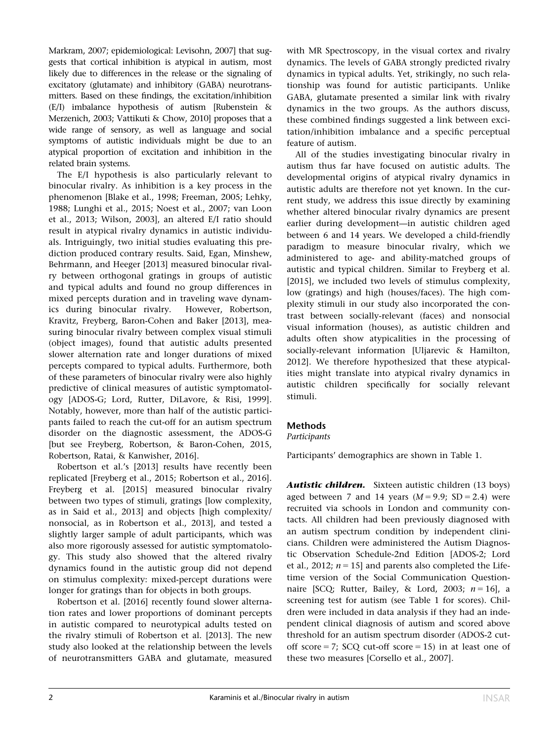Markram, 2007; epidemiological: Levisohn, 2007] that suggests that cortical inhibition is atypical in autism, most likely due to differences in the release or the signaling of excitatory (glutamate) and inhibitory (GABA) neurotransmitters. Based on these findings, the excitation/inhibition (E/I) imbalance hypothesis of autism [Rubenstein & Merzenich, 2003; Vattikuti & Chow, 2010] proposes that a wide range of sensory, as well as language and social symptoms of autistic individuals might be due to an atypical proportion of excitation and inhibition in the related brain systems.

The E/I hypothesis is also particularly relevant to binocular rivalry. As inhibition is a key process in the phenomenon [Blake et al., 1998; Freeman, 2005; Lehky, 1988; Lunghi et al., 2015; Noest et al., 2007; van Loon et al., 2013; Wilson, 2003], an altered E/I ratio should result in atypical rivalry dynamics in autistic individuals. Intriguingly, two initial studies evaluating this prediction produced contrary results. Said, Egan, Minshew, Behrmann, and Heeger [2013] measured binocular rivalry between orthogonal gratings in groups of autistic and typical adults and found no group differences in mixed percepts duration and in traveling wave dynamics during binocular rivalry. However, Robertson, Kravitz, Freyberg, Baron-Cohen and Baker [2013], measuring binocular rivalry between complex visual stimuli (object images), found that autistic adults presented slower alternation rate and longer durations of mixed percepts compared to typical adults. Furthermore, both of these parameters of binocular rivalry were also highly predictive of clinical measures of autistic symptomatology [ADOS-G; Lord, Rutter, DiLavore, & Risi, 1999]. Notably, however, more than half of the autistic participants failed to reach the cut-off for an autism spectrum disorder on the diagnostic assessment, the ADOS-G [but see Freyberg, Robertson, & Baron-Cohen, 2015, Robertson, Ratai, & Kanwisher, 2016].

Robertson et al.'s [2013] results have recently been replicated [Freyberg et al., 2015; Robertson et al., 2016]. Freyberg et al. [2015] measured binocular rivalry between two types of stimuli, gratings [low complexity, as in Said et al., 2013] and objects [high complexity/nonsocial, as in Robertson et al., 2013], and tested a slightly larger sample of adult participants, which was also more rigorously assessed for autistic symptomatology. This study also showed that the altered rivalry dynamics found in the autistic group did not depend on stimulus complexity: mixed-percept durations were longer for gratings than for objects in both groups.

Robertson et al. [2016] recently found slower alternation rates and lower proportions of dominant percepts in autistic compared to neurotypical adults tested on the rivalry stimuli of Robertson et al. [2013]. The new study also looked at the relationship between the levels of neurotransmitters GABA and glutamate, measured with MR Spectroscopy, in the visual cortex and rivalry dynamics. The levels of GABA strongly predicted rivalry dynamics in typical adults. Yet, strikingly, no such relationship was found for autistic participants. Unlike GABA, glutamate presented a similar link with rivalry dynamics in the two groups. As the authors discuss, these combined findings suggested a link between excitation/inhibition imbalance and a specific perceptual feature of autism.

All of the studies investigating binocular rivalry in autism thus far have focused on autistic adults. The developmental origins of atypical rivalry dynamics in autistic adults are therefore not yet known. In the current study, we address this issue directly by examining whether altered binocular rivalry dynamics are present earlier during development—in autistic children aged between 6 and 14 years. We developed a child-friendly paradigm to measure binocular rivalry, which we administered to age- and ability-matched groups of autistic and typical children. Similar to Freyberg et al. [2015], we included two levels of stimulus complexity, low (gratings) and high (houses/faces). The high complexity stimuli in our study also incorporated the contrast between socially-relevant (faces) and nonsocial visual information (houses), as autistic children and adults often show atypicalities in the processing of socially-relevant information [Uljarevic & Hamilton, 2012]. We therefore hypothesized that these atypicalities might translate into atypical rivalry dynamics in autistic children specifically for socially relevant stimuli.

## Methods

### Participants

Participants' demographics are shown in Table 1.

***Autistic children.*** Sixteen autistic children (13 boys) aged between 7 and 14 years ($M = 9.9$; $SD = 2.4$) were recruited via schools in London and community contacts. All children had been previously diagnosed with an autism spectrum condition by independent clinicians. Children were administered the Autism Diagnostic Observation Schedule-2nd Edition [ADOS-2; Lord et al., 2012; $n = 15$] and parents also completed the Lifetime version of the Social Communication Questionnaire [SCQ; Rutter, Bailey, & Lord, 2003; $n = 16$], a screening test for autism (see Table 1 for scores). Children were included in data analysis if they had an independent clinical diagnosis of autism and scored above threshold for an autism spectrum disorder (ADOS-2 cut-off score = 7; SCQ cut-off score = 15) in at least one of these two measures [Corsello et al., 2007].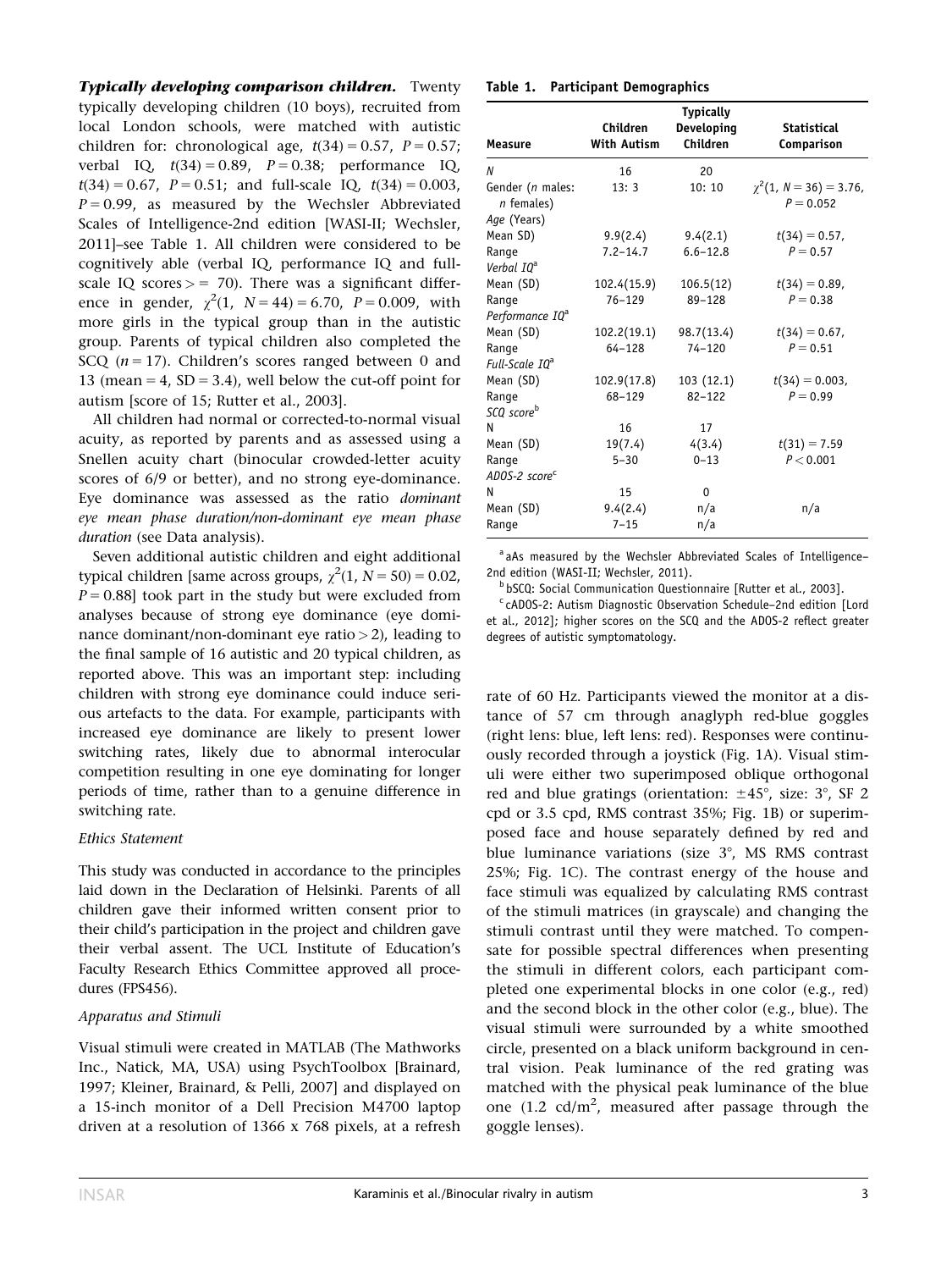***Typically developing comparison children.*** Twenty typically developing children (10 boys), recruited from local London schools, were matched with autistic children for: chronological age, $t(34) = 0.57$, $P = 0.57$; verbal IQ, $t(34) = 0.89$, $P = 0.38$; performance IQ, $t(34) = 0.67$, $P = 0.51$; and full-scale IQ, $t(34) = 0.003$, $P = 0.99$, as measured by the Wechsler Abbreviated Scales of Intelligence-2nd edition [WASI-II; Wechsler, 2011]–see Table 1. All children were considered to be cognitively able (verbal IQ, performance IQ and full-scale IQ scores >= 70). There was a significant difference in gender, $\chi^2(1, N = 44) = 6.70$, $P = 0.009$, with more girls in the typical group than in the autistic group. Parents of typical children also completed the SCQ ($n = 17$). Children's scores ranged between 0 and 13 (mean = 4, SD = 3.4), well below the cut-off point for autism [score of 15; Rutter et al., 2003].

All children had normal or corrected-to-normal visual acuity, as reported by parents and as assessed using a Snellen acuity chart (binocular crowded-letter acuity scores of 6/9 or better), and no strong eye-dominance. Eye dominance was assessed as the ratio *dominant eye mean phase duration/non-dominant eye mean phase duration* (see Data analysis).

Seven additional autistic children and eight additional typical children [same across groups, $\chi^2(1, N = 50) = 0.02$, $P = 0.88$] took part in the study but were excluded from analyses because of strong eye dominance (eye dominance dominant/non-dominant eye ratio > 2), leading to the final sample of 16 autistic and 20 typical children, as reported above. This was an important step: including children with strong eye dominance could induce serious artefacts to the data. For example, participants with increased eye dominance are likely to present lower switching rates, likely due to abnormal interocular competition resulting in one eye dominating for longer periods of time, rather than to a genuine difference in switching rate.

### Ethics Statement

This study was conducted in accordance to the principles laid down in the Declaration of Helsinki. Parents of all children gave their informed written consent prior to their child's participation in the project and children gave their verbal assent. The UCL Institute of Education's Faculty Research Ethics Committee approved all procedures (FPS456).

### Apparatus and Stimuli

Visual stimuli were created in MATLAB (The Mathworks Inc., Natick, MA, USA) using PsychToolbox [Brainard, 1997; Kleiner, Brainard, & Pelli, 2007] and displayed on a 15-inch monitor of a Dell Precision M4700 laptop driven at a resolution of 1366 x 768 pixels, at a refresh rate of 60 Hz. Participants viewed the monitor at a distance of 57 cm through anaglyph red-blue goggles (right lens: blue, left lens: red). Responses were continuously recorded through a joystick (Fig. 1A). Visual stimuli were either two superimposed oblique orthogonal red and blue gratings (orientation: ±45°, size: 3°, SF 2 cpd or 3.5 cpd, RMS contrast 35%; Fig. 1B) or superimposed face and house separately defined by red and blue luminance variations (size 3°, MS RMS contrast 25%; Fig. 1C). The contrast energy of the house and face stimuli was equalized by calculating RMS contrast of the stimuli matrices (in grayscale) and changing the stimuli contrast until they were matched. To compensate for possible spectral differences when presenting the stimuli in different colors, each participant completed one experimental blocks in one color (e.g., red) and the second block in the other color (e.g., blue). The visual stimuli were surrounded by a white smoothed circle, presented on a black uniform background in central vision. Peak luminance of the red grating was matched with the physical peak luminance of the blue one (1.2 cd/m$^2$, measured after passage through the goggle lenses).

**Table 1. Participant Demographics**

| Measure | Children With Autism | Typically Developing Children | Statistical Comparison |
|---|---|---|---|
| *N* | 16 | 20 | |
| Gender (*n* males: *n* females) | 13: 3 | 10: 10 | $\chi^2(1, N = 36) = 3.76$, $P = 0.052$ |
| *Age* (Years) | | | |
| Mean SD) | 9.9(2.4) | 9.4(2.1) | $t(34) = 0.57$, $P = 0.57$ |
| Range | 7.2–14.7 | 6.6–12.8 | |
| *Verbal IQ*[a] | | | |
| Mean (SD) | 102.4(15.9) | 106.5(12) | $t(34) = 0.89$, $P = 0.38$ |
| Range | 76–129 | 89–128 | |
| *Performance IQ*[a] | | | |
| Mean (SD) | 102.2(19.1) | 98.7(13.4) | $t(34) = 0.67$, $P = 0.51$ |
| Range | 64–128 | 74–120 | |
| *Full-Scale IQ*[a] | | | |
| Mean (SD) | 102.9(17.8) | 103 (12.1) | $t(34) = 0.003$, $P = 0.99$ |
| Range | 68–129 | 82–122 | |
| *SCQ score*[b] | | | |
| N | 16 | 17 | |
| Mean (SD) | 19(7.4) | 4(3.4) | $t(31) = 7.59$ |
| Range | 5–30 | 0–13 | $P < 0.001$ |
| *ADOS-2 score*[c] | | | |
| N | 15 | 0 | |
| Mean (SD) | 9.4(2.4) | n/a | n/a |
| Range | 7–15 | n/a | |

[a] aAs measured by the Wechsler Abbreviated Scales of Intelligence–2nd edition (WASI-II; Wechsler, 2011).

[b] bSCQ: Social Communication Questionnaire [Rutter et al., 2003].

[c] cADOS-2: Autism Diagnostic Observation Schedule–2nd edition [Lord et al., 2012]; higher scores on the SCQ and the ADOS-2 reflect greater degrees of autistic symptomatology.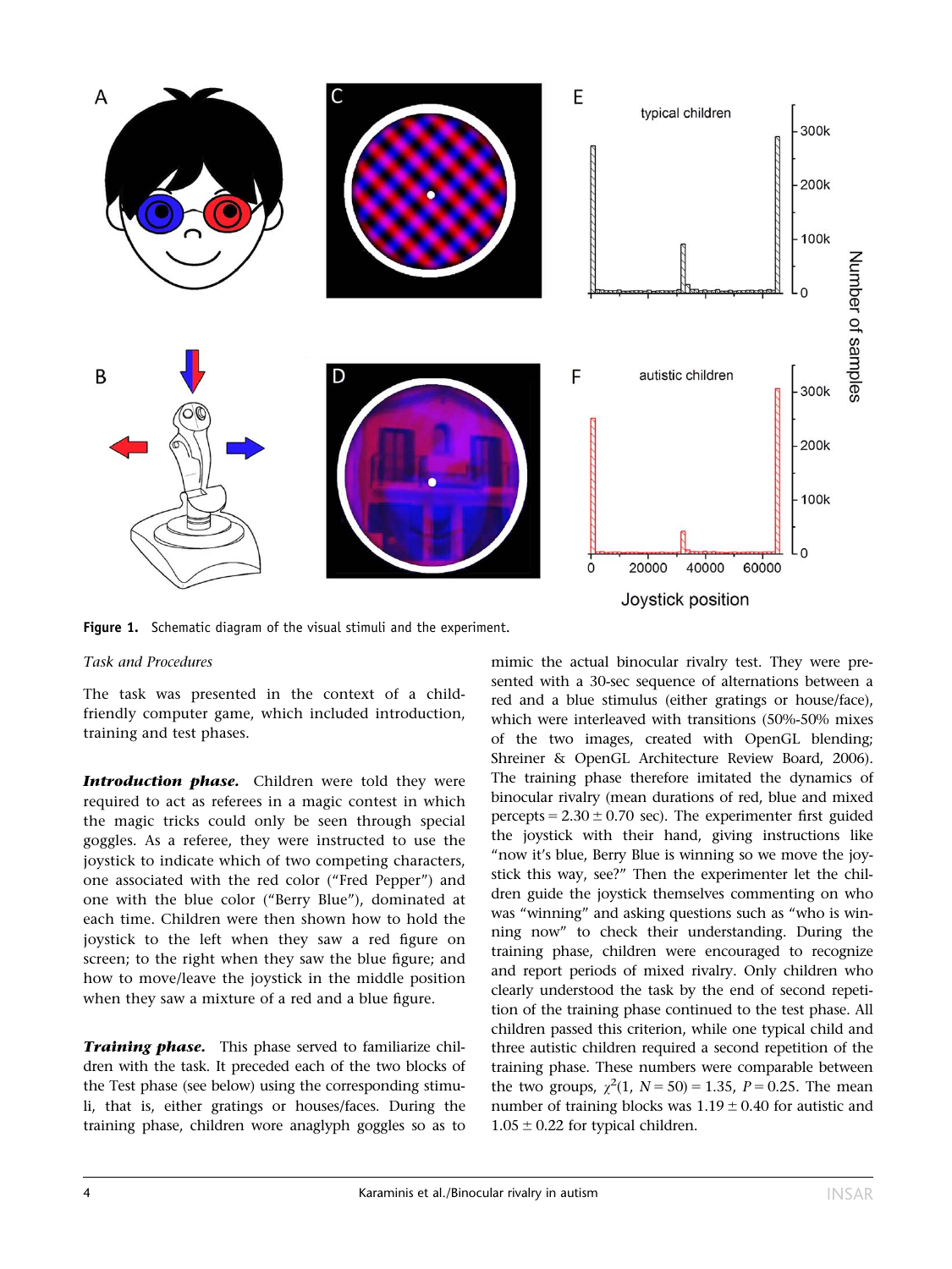**Figure 1.** Schematic diagram of the visual stimuli and the experiment.

*Task and Procedures*

The task was presented in the context of a child-friendly computer game, which included introduction, training and test phases.

***Introduction phase.*** Children were told they were required to act as referees in a magic contest in which the magic tricks could only be seen through special goggles. As a referee, they were instructed to use the joystick to indicate which of two competing characters, one associated with the red color ("Fred Pepper") and one with the blue color ("Berry Blue"), dominated at each time. Children were then shown how to hold the joystick to the left when they saw a red figure on screen; to the right when they saw the blue figure; and how to move/leave the joystick in the middle position when they saw a mixture of a red and a blue figure.

***Training phase.*** This phase served to familiarize children with the task. It preceded each of the two blocks of the Test phase (see below) using the corresponding stimuli, that is, either gratings or houses/faces. During the training phase, children wore anaglyph goggles so as to mimic the actual binocular rivalry test. They were presented with a 30-sec sequence of alternations between a red and a blue stimulus (either gratings or house/face), which were interleaved with transitions (50%-50% mixes of the two images, created with OpenGL blending; Shreiner & OpenGL Architecture Review Board, 2006). The training phase therefore imitated the dynamics of binocular rivalry (mean durations of red, blue and mixed percepts = $2.30 \pm 0.70$ sec). The experimenter first guided the joystick with their hand, giving instructions like "now it's blue, Berry Blue is winning so we move the joystick this way, see?" Then the experimenter let the children guide the joystick themselves commenting on who was "winning" and asking questions such as "who is winning now" to check their understanding. During the training phase, children were encouraged to recognize and report periods of mixed rivalry. Only children who clearly understood the task by the end of second repetition of the training phase continued to the test phase. All children passed this criterion, while one typical child and three autistic children required a second repetition of the training phase. These numbers were comparable between the two groups, $\chi^2(1, N = 50) = 1.35$, $P = 0.25$. The mean number of training blocks was $1.19 \pm 0.40$ for autistic and $1.05 \pm 0.22$ for typical children.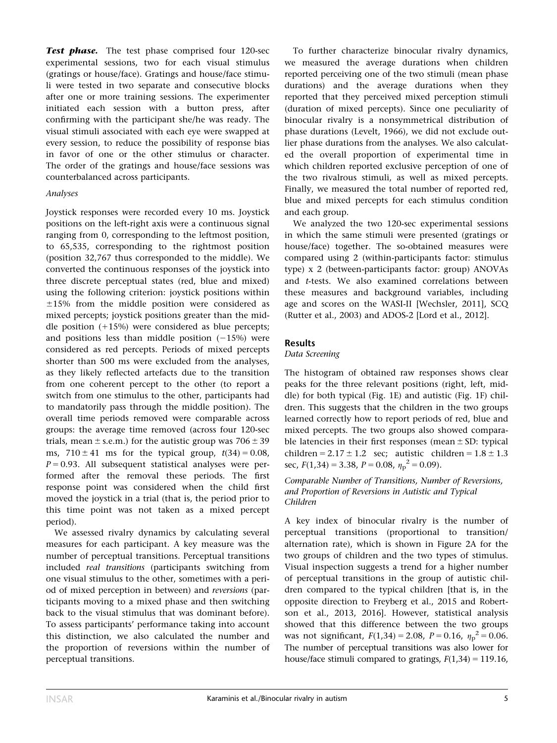***Test phase.*** The test phase comprised four 120-sec experimental sessions, two for each visual stimulus (gratings or house/face). Gratings and house/face stimuli were tested in two separate and consecutive blocks after one or more training sessions. The experimenter initiated each session with a button press, after confirming with the participant she/he was ready. The visual stimuli associated with each eye were swapped at every session, to reduce the possibility of response bias in favor of one or the other stimulus or character. The order of the gratings and house/face sessions was counterbalanced across participants.

*Analyses*

Joystick responses were recorded every 10 ms. Joystick positions on the left-right axis were a continuous signal ranging from 0, corresponding to the leftmost position, to 65,535, corresponding to the rightmost position (position 32,767 thus corresponded to the middle). We converted the continuous responses of the joystick into three discrete perceptual states (red, blue and mixed) using the following criterion: joystick positions within ±15% from the middle position were considered as mixed percepts; joystick positions greater than the middle position (+15%) were considered as blue percepts; and positions less than middle position (−15%) were considered as red percepts. Periods of mixed percepts shorter than 500 ms were excluded from the analyses, as they likely reflected artefacts due to the transition from one coherent percept to the other (to report a switch from one stimulus to the other, participants had to mandatorily pass through the middle position). The overall time periods removed were comparable across groups: the average time removed (across four 120-sec trials, mean ± s.e.m.) for the autistic group was 706 ± 39 ms, 710 ± 41 ms for the typical group, $t(34) = 0.08$, $P = 0.93$. All subsequent statistical analyses were performed after the removal these periods. The first response point was considered when the child first moved the joystick in a trial (that is, the period prior to this time point was not taken as a mixed percept period).

We assessed rivalry dynamics by calculating several measures for each participant. A key measure was the number of perceptual transitions. Perceptual transitions included *real transitions* (participants switching from one visual stimulus to the other, sometimes with a period of mixed perception in between) and *reversions* (participants moving to a mixed phase and then switching back to the visual stimulus that was dominant before). To assess participants' performance taking into account this distinction, we also calculated the number and the proportion of reversions within the number of perceptual transitions.

To further characterize binocular rivalry dynamics, we measured the average durations when children reported perceiving one of the two stimuli (mean phase durations) and the average durations when they reported that they perceived mixed perception stimuli (duration of mixed percepts). Since one peculiarity of binocular rivalry is a nonsymmetrical distribution of phase durations (Levelt, 1966), we did not exclude outlier phase durations from the analyses. We also calculated the overall proportion of experimental time in which children reported exclusive perception of one of the two rivalrous stimuli, as well as mixed percepts. Finally, we measured the total number of reported red, blue and mixed percepts for each stimulus condition and each group.

We analyzed the two 120-sec experimental sessions in which the same stimuli were presented (gratings or house/face) together. The so-obtained measures were compared using 2 (within-participants factor: stimulus type) x 2 (between-participants factor: group) ANOVAs and *t*-tests. We also examined correlations between these measures and background variables, including age and scores on the WASI-II [Wechsler, 2011], SCQ (Rutter et al., 2003) and ADOS-2 [Lord et al., 2012].

## Results

*Data Screening*

The histogram of obtained raw responses shows clear peaks for the three relevant positions (right, left, middle) for both typical (Fig. 1E) and autistic (Fig. 1F) children. This suggests that the children in the two groups learned correctly how to report periods of red, blue and mixed percepts. The two groups also showed comparable latencies in their first responses (mean ± SD: typical children = 2.17 ± 1.2 sec; autistic children = 1.8 ± 1.3 sec, $F(1,34) = 3.38$, $P = 0.08$, $\eta_p^2 = 0.09$).

*Comparable Number of Transitions, Number of Reversions, and Proportion of Reversions in Autistic and Typical Children*

A key index of binocular rivalry is the number of perceptual transitions (proportional to transition/alternation rate), which is shown in Figure 2A for the two groups of children and the two types of stimulus. Visual inspection suggests a trend for a higher number of perceptual transitions in the group of autistic children compared to the typical children [that is, in the opposite direction to Freyberg et al., 2015 and Robertson et al., 2013, 2016]. However, statistical analysis showed that this difference between the two groups was not significant, $F(1,34) = 2.08$, $P = 0.16$, $\eta_p^2 = 0.06$. The number of perceptual transitions was also lower for house/face stimuli compared to gratings, $F(1,34) = 119.16$,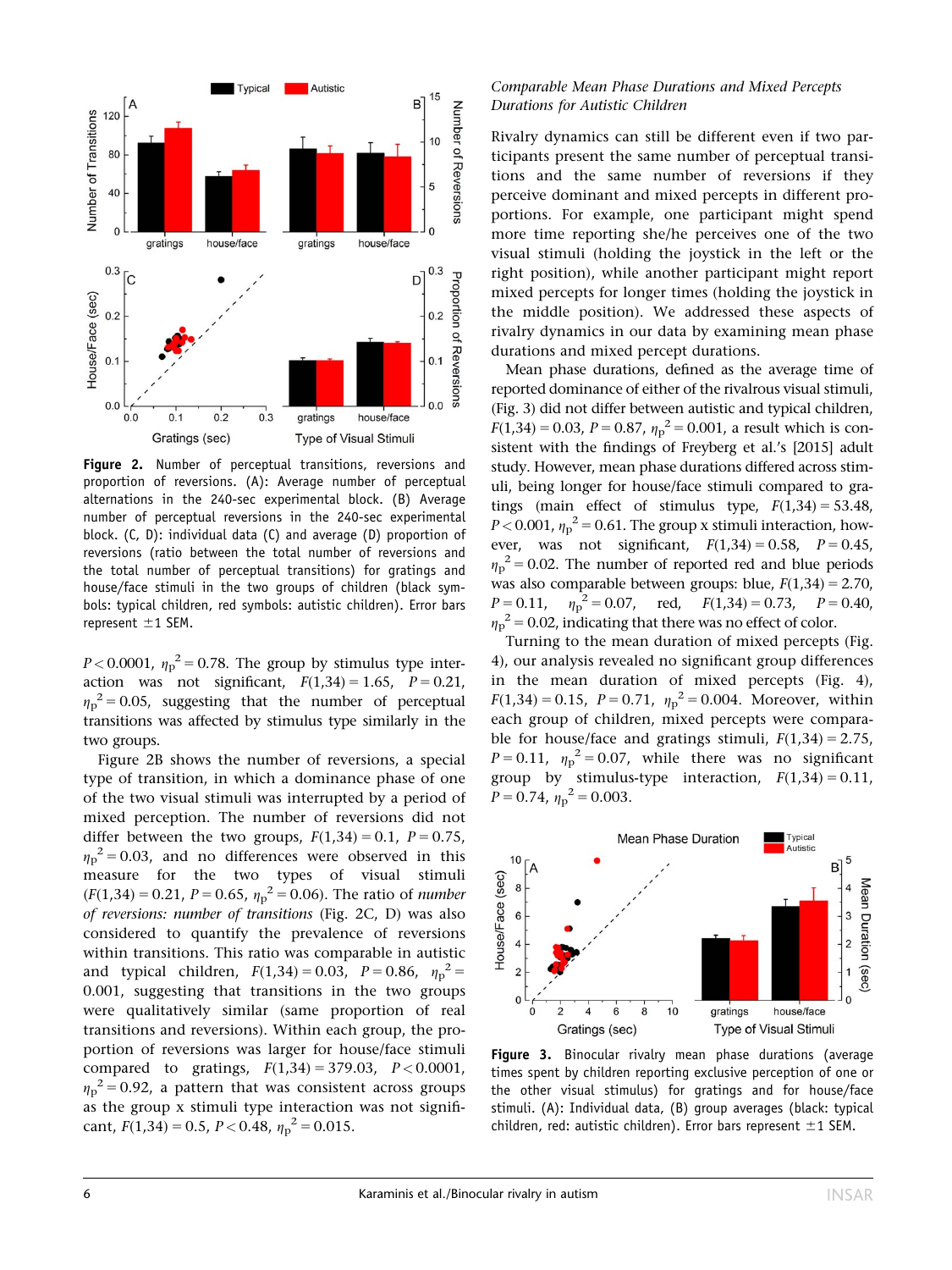**Figure 2.** Number of perceptual transitions, reversions and proportion of reversions. (A): Average number of perceptual alternations in the 240-sec experimental block. (B) Average number of perceptual reversions in the 240-sec experimental block. (C, D): individual data (C) and average (D) proportion of reversions (ratio between the total number of reversions and the total number of perceptual transitions) for gratings and house/face stimuli in the two groups of children (black symbols: typical children, red symbols: autistic children). Error bars represent ±1 SEM.

$P < 0.0001$, $\eta_p^2 = 0.78$. The group by stimulus type interaction was not significant, $F(1,34) = 1.65$, $P = 0.21$, $\eta_p^2 = 0.05$, suggesting that the number of perceptual transitions was affected by stimulus type similarly in the two groups.

Figure 2B shows the number of reversions, a special type of transition, in which a dominance phase of one of the two visual stimuli was interrupted by a period of mixed perception. The number of reversions did not differ between the two groups, $F(1,34) = 0.1$, $P = 0.75$, $\eta_p^2 = 0.03$, and no differences were observed in this measure for the two types of visual stimuli ($F(1,34) = 0.21$, $P = 0.65$, $\eta_p^2 = 0.06$). The ratio of *number of reversions: number of transitions* (Fig. 2C, D) was also considered to quantify the prevalence of reversions within transitions. This ratio was comparable in autistic and typical children, $F(1,34) = 0.03$, $P = 0.86$, $\eta_p^2 = 0.001$, suggesting that transitions in the two groups were qualitatively similar (same proportion of real transitions and reversions). Within each group, the proportion of reversions was larger for house/face stimuli compared to gratings, $F(1,34) = 379.03$, $P < 0.0001$, $\eta_p^2 = 0.92$, a pattern that was consistent across groups as the group x stimuli type interaction was not significant, $F(1,34) = 0.5$, $P < 0.48$, $\eta_p^2 = 0.015$.

### *Comparable Mean Phase Durations and Mixed Percepts Durations for Autistic Children*

Rivalry dynamics can still be different even if two participants present the same number of perceptual transitions and the same number of reversions if they perceive dominant and mixed percepts in different proportions. For example, one participant might spend more time reporting she/he perceives one of the two visual stimuli (holding the joystick in the left or the right position), while another participant might report mixed percepts for longer times (holding the joystick in the middle position). We addressed these aspects of rivalry dynamics in our data by examining mean phase durations and mixed percept durations.

Mean phase durations, defined as the average time of reported dominance of either of the rivalrous visual stimuli, (Fig. 3) did not differ between autistic and typical children, $F(1,34) = 0.03$, $P = 0.87$, $\eta_p^2 = 0.001$, a result which is consistent with the findings of Freyberg et al.'s [2015] adult study. However, mean phase durations differed across stimuli, being longer for house/face stimuli compared to gratings (main effect of stimulus type, $F(1,34) = 53.48$, $P < 0.001$, $\eta_p^2 = 0.61$. The group x stimuli interaction, however, was not significant, $F(1,34) = 0.58$, $P = 0.45$, $\eta_p^2 = 0.02$. The number of reported red and blue periods was also comparable between groups: blue, $F(1,34) = 2.70$, $P = 0.11$, $\eta_p^2 = 0.07$, red, $F(1,34) = 0.73$, $P = 0.40$, $\eta_p^2 = 0.02$, indicating that there was no effect of color.

Turning to the mean duration of mixed percepts (Fig. 4), our analysis revealed no significant group differences in the mean duration of mixed percepts (Fig. 4), $F(1,34) = 0.15$, $P = 0.71$, $\eta_p^2 = 0.004$. Moreover, within each group of children, mixed percepts were comparable for house/face and gratings stimuli, $F(1,34) = 2.75$, $P = 0.11$, $\eta_p^2 = 0.07$, while there was no significant group by stimulus-type interaction, $F(1,34) = 0.11$, $P = 0.74$, $\eta_p^2 = 0.003$.

**Figure 3.** Binocular rivalry mean phase durations (average times spent by children reporting exclusive perception of one or the other visual stimulus) for gratings and for house/face stimuli. (A): Individual data, (B) group averages (black: typical children, red: autistic children). Error bars represent ±1 SEM.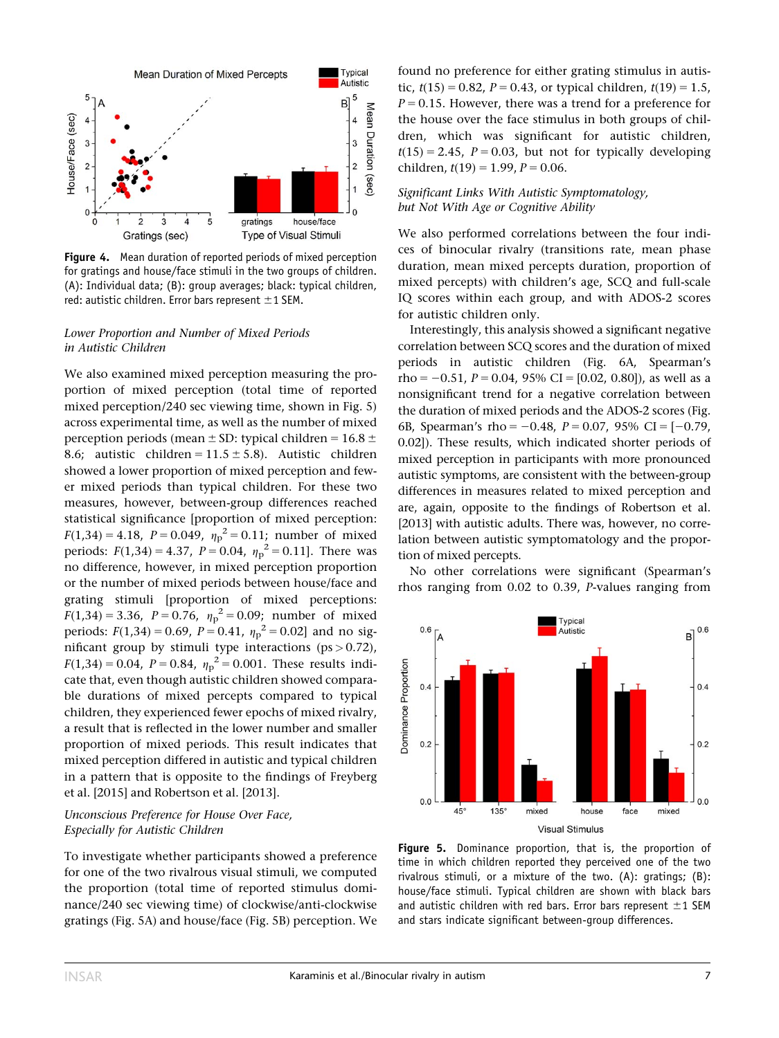Figure 4. Mean duration of reported periods of mixed perception for gratings and house/face stimuli in the two groups of children. (A): Individual data; (B): group averages; black: typical children, red: autistic children. Error bars represent ±1 SEM.

*Lower Proportion and Number of Mixed Periods in Autistic Children*

We also examined mixed perception measuring the proportion of mixed perception (total time of reported mixed perception/240 sec viewing time, shown in Fig. 5) across experimental time, as well as the number of mixed perception periods (mean ± SD: typical children = 16.8 ± 8.6; autistic children = 11.5 ± 5.8). Autistic children showed a lower proportion of mixed perception and fewer mixed periods than typical children. For these two measures, however, between-group differences reached statistical significance [proportion of mixed perception: $F(1,34) = 4.18$, $P = 0.049$, $\eta_p^2 = 0.11$; number of mixed periods: $F(1,34) = 4.37$, $P = 0.04$, $\eta_p^2 = 0.11$]. There was no difference, however, in mixed perception proportion or the number of mixed periods between house/face and grating stimuli [proportion of mixed perceptions: $F(1,34) = 3.36$, $P = 0.76$, $\eta_p^2 = 0.09$; number of mixed periods: $F(1,34) = 0.69$, $P = 0.41$, $\eta_p^2 = 0.02$] and no significant group by stimuli type interactions (ps > 0.72), $F(1,34) = 0.04$, $P = 0.84$, $\eta_p^2 = 0.001$. These results indicate that, even though autistic children showed comparable durations of mixed percepts compared to typical children, they experienced fewer epochs of mixed rivalry, a result that is reflected in the lower number and smaller proportion of mixed periods. This result indicates that mixed perception differed in autistic and typical children in a pattern that is opposite to the findings of Freyberg et al. [2015] and Robertson et al. [2013].

*Unconscious Preference for House Over Face, Especially for Autistic Children*

To investigate whether participants showed a preference for one of the two rivalrous visual stimuli, we computed the proportion (total time of reported stimulus dominance/240 sec viewing time) of clockwise/anti-clockwise gratings (Fig. 5A) and house/face (Fig. 5B) perception. We found no preference for either grating stimulus in autistic, $t(15) = 0.82$, $P = 0.43$, or typical children, $t(19) = 1.5$, $P = 0.15$. However, there was a trend for a preference for the house over the face stimulus in both groups of children, which was significant for autistic children, $t(15) = 2.45$, $P = 0.03$, but not for typically developing children, $t(19) = 1.99$, $P = 0.06$.

*Significant Links With Autistic Symptomatology, but Not With Age or Cognitive Ability*

We also performed correlations between the four indices of binocular rivalry (transitions rate, mean phase duration, mean mixed percepts duration, proportion of mixed percepts) with children's age, SCQ and full-scale IQ scores within each group, and with ADOS-2 scores for autistic children only.

Interestingly, this analysis showed a significant negative correlation between SCQ scores and the duration of mixed periods in autistic children (Fig. 6A, Spearman's rho = −0.51, $P = 0.04$, 95% CI = [0.02, 0.80]), as well as a nonsignificant trend for a negative correlation between the duration of mixed periods and the ADOS-2 scores (Fig. 6B, Spearman's rho = −0.48, $P = 0.07$, 95% CI = [−0.79, 0.02]). These results, which indicated shorter periods of mixed perception in participants with more pronounced autistic symptoms, are consistent with the between-group differences in measures related to mixed perception and are, again, opposite to the findings of Robertson et al. [2013] with autistic adults. There was, however, no correlation between autistic symptomatology and the proportion of mixed percepts.

No other correlations were significant (Spearman's rhos ranging from 0.02 to 0.39, *P*-values ranging from

Figure 5. Dominance proportion, that is, the proportion of time in which children reported they perceived one of the two rivalrous stimuli, or a mixture of the two. (A): gratings; (B): house/face stimuli. Typical children are shown with black bars and autistic children with red bars. Error bars represent ±1 SEM and stars indicate significant between-group differences.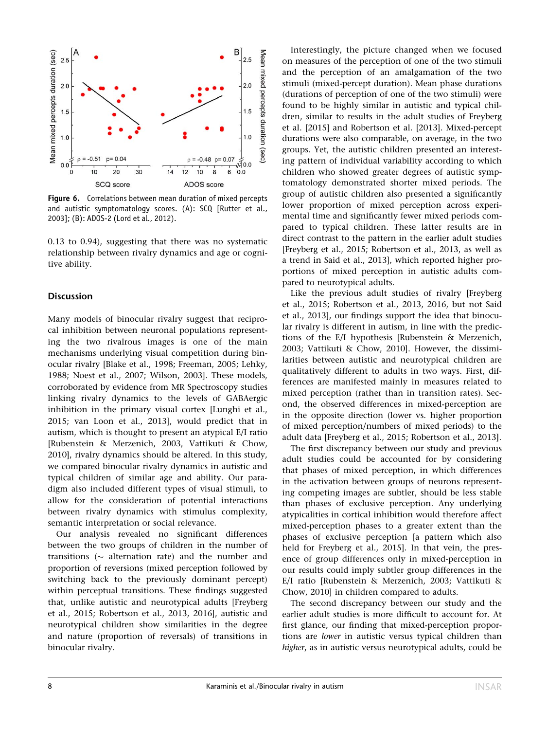Figure 6. Correlations between mean duration of mixed percepts and autistic symptomatology scores. (A): SCQ [Rutter et al., 2003]; (B): ADOS-2 (Lord et al., 2012).

0.13 to 0.94), suggesting that there was no systematic relationship between rivalry dynamics and age or cognitive ability.

## Discussion

Many models of binocular rivalry suggest that reciprocal inhibition between neuronal populations representing the two rivalrous images is one of the main mechanisms underlying visual competition during binocular rivalry [Blake et al., 1998; Freeman, 2005; Lehky, 1988; Noest et al., 2007; Wilson, 2003]. These models, corroborated by evidence from MR Spectroscopy studies linking rivalry dynamics to the levels of GABAergic inhibition in the primary visual cortex [Lunghi et al., 2015; van Loon et al., 2013], would predict that in autism, which is thought to present an atypical E/I ratio [Rubenstein & Merzenich, 2003, Vattikuti & Chow, 2010], rivalry dynamics should be altered. In this study, we compared binocular rivalry dynamics in autistic and typical children of similar age and ability. Our paradigm also included different types of visual stimuli, to allow for the consideration of potential interactions between rivalry dynamics with stimulus complexity, semantic interpretation or social relevance.

Our analysis revealed no significant differences between the two groups of children in the number of transitions (~ alternation rate) and the number and proportion of reversions (mixed perception followed by switching back to the previously dominant percept) within perceptual transitions. These findings suggested that, unlike autistic and neurotypical adults [Freyberg et al., 2015; Robertson et al., 2013, 2016], autistic and neurotypical children show similarities in the degree and nature (proportion of reversals) of transitions in binocular rivalry.

Interestingly, the picture changed when we focused on measures of the perception of one of the two stimuli and the perception of an amalgamation of the two stimuli (mixed-percept duration). Mean phase durations (durations of perception of one of the two stimuli) were found to be highly similar in autistic and typical children, similar to results in the adult studies of Freyberg et al. [2015] and Robertson et al. [2013]. Mixed-percept durations were also comparable, on average, in the two groups. Yet, the autistic children presented an interesting pattern of individual variability according to which children who showed greater degrees of autistic symptomatology demonstrated shorter mixed periods. The group of autistic children also presented a significantly lower proportion of mixed perception across experimental time and significantly fewer mixed periods compared to typical children. These latter results are in direct contrast to the pattern in the earlier adult studies [Freyberg et al., 2015; Robertson et al., 2013, as well as a trend in Said et al., 2013], which reported higher proportions of mixed perception in autistic adults compared to neurotypical adults.

Like the previous adult studies of rivalry [Freyberg et al., 2015; Robertson et al., 2013, 2016, but not Said et al., 2013], our findings support the idea that binocular rivalry is different in autism, in line with the predictions of the E/I hypothesis [Rubenstein & Merzenich, 2003; Vattikuti & Chow, 2010]. However, the dissimilarities between autistic and neurotypical children are qualitatively different to adults in two ways. First, differences are manifested mainly in measures related to mixed perception (rather than in transition rates). Second, the observed differences in mixed-perception are in the opposite direction (lower vs. higher proportion of mixed perception/numbers of mixed periods) to the adult data [Freyberg et al., 2015; Robertson et al., 2013].

The first discrepancy between our study and previous adult studies could be accounted for by considering that phases of mixed perception, in which differences in the activation between groups of neurons representing competing images are subtler, should be less stable than phases of exclusive perception. Any underlying atypicalities in cortical inhibition would therefore affect mixed-perception phases to a greater extent than the phases of exclusive perception [a pattern which also held for Freyberg et al., 2015]. In that vein, the presence of group differences only in mixed-perception in our results could imply subtler group differences in the E/I ratio [Rubenstein & Merzenich, 2003; Vattikuti & Chow, 2010] in children compared to adults.

The second discrepancy between our study and the earlier adult studies is more difficult to account for. At first glance, our finding that mixed-perception proportions are *lower* in autistic versus typical children than *higher*, as in autistic versus neurotypical adults, could be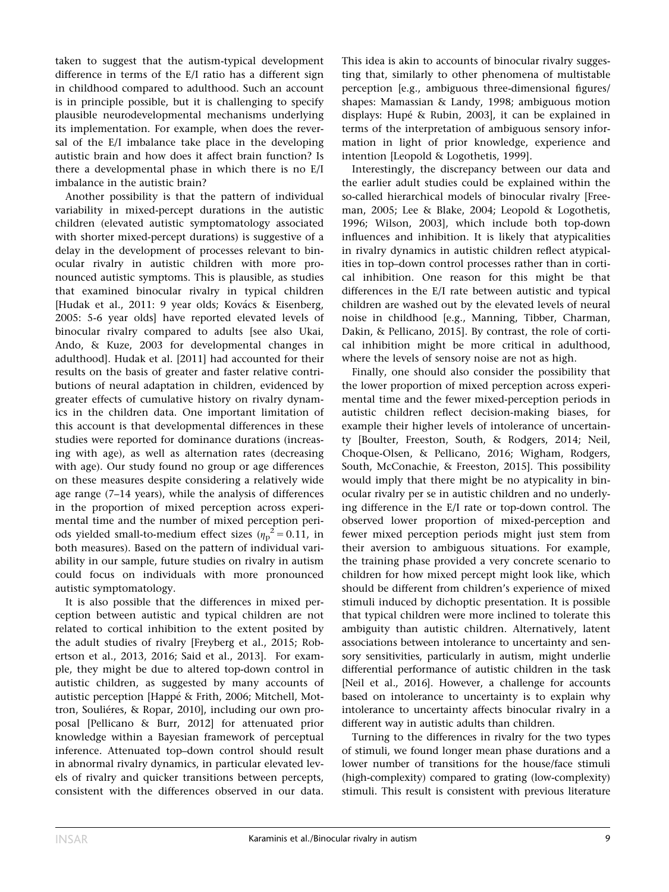taken to suggest that the autism-typical development difference in terms of the E/I ratio has a different sign in childhood compared to adulthood. Such an account is in principle possible, but it is challenging to specify plausible neurodevelopmental mechanisms underlying its implementation. For example, when does the reversal of the E/I imbalance take place in the developing autistic brain and how does it affect brain function? Is there a developmental phase in which there is no E/I imbalance in the autistic brain?

Another possibility is that the pattern of individual variability in mixed-percept durations in the autistic children (elevated autistic symptomatology associated with shorter mixed-percept durations) is suggestive of a delay in the development of processes relevant to binocular rivalry in autistic children with more pronounced autistic symptoms. This is plausible, as studies that examined binocular rivalry in typical children [Hudak et al., 2011: 9 year olds; Kovács & Eisenberg, 2005: 5-6 year olds] have reported elevated levels of binocular rivalry compared to adults [see also Ukai, Ando, & Kuze, 2003 for developmental changes in adulthood]. Hudak et al. [2011] had accounted for their results on the basis of greater and faster relative contributions of neural adaptation in children, evidenced by greater effects of cumulative history on rivalry dynamics in the children data. One important limitation of this account is that developmental differences in these studies were reported for dominance durations (increasing with age), as well as alternation rates (decreasing with age). Our study found no group or age differences on these measures despite considering a relatively wide age range (7–14 years), while the analysis of differences in the proportion of mixed perception across experimental time and the number of mixed perception periods yielded small-to-medium effect sizes ($\eta_p^2 = 0.11$, in both measures). Based on the pattern of individual variability in our sample, future studies on rivalry in autism could focus on individuals with more pronounced autistic symptomatology.

It is also possible that the differences in mixed perception between autistic and typical children are not related to cortical inhibition to the extent posited by the adult studies of rivalry [Freyberg et al., 2015; Robertson et al., 2013, 2016; Said et al., 2013]. For example, they might be due to altered top-down control in autistic children, as suggested by many accounts of autistic perception [Happé & Frith, 2006; Mitchell, Mottron, Souliéres, & Ropar, 2010], including our own proposal [Pellicano & Burr, 2012] for attenuated prior knowledge within a Bayesian framework of perceptual inference. Attenuated top–down control should result in abnormal rivalry dynamics, in particular elevated levels of rivalry and quicker transitions between percepts, consistent with the differences observed in our data. This idea is akin to accounts of binocular rivalry suggesting that, similarly to other phenomena of multistable perception [e.g., ambiguous three-dimensional figures/shapes: Mamassian & Landy, 1998; ambiguous motion displays: Hupé & Rubin, 2003], it can be explained in terms of the interpretation of ambiguous sensory information in light of prior knowledge, experience and intention [Leopold & Logothetis, 1999].

Interestingly, the discrepancy between our data and the earlier adult studies could be explained within the so-called hierarchical models of binocular rivalry [Freeman, 2005; Lee & Blake, 2004; Leopold & Logothetis, 1996; Wilson, 2003], which include both top-down influences and inhibition. It is likely that atypicalities in rivalry dynamics in autistic children reflect atypicalities in top–down control processes rather than in cortical inhibition. One reason for this might be that differences in the E/I rate between autistic and typical children are washed out by the elevated levels of neural noise in childhood [e.g., Manning, Tibber, Charman, Dakin, & Pellicano, 2015]. By contrast, the role of cortical inhibition might be more critical in adulthood, where the levels of sensory noise are not as high.

Finally, one should also consider the possibility that the lower proportion of mixed perception across experimental time and the fewer mixed-perception periods in autistic children reflect decision-making biases, for example their higher levels of intolerance of uncertainty [Boulter, Freeston, South, & Rodgers, 2014; Neil, Choque-Olsen, & Pellicano, 2016; Wigham, Rodgers, South, McConachie, & Freeston, 2015]. This possibility would imply that there might be no atypicality in binocular rivalry per se in autistic children and no underlying difference in the E/I rate or top-down control. The observed lower proportion of mixed-perception and fewer mixed perception periods might just stem from their aversion to ambiguous situations. For example, the training phase provided a very concrete scenario to children for how mixed percept might look like, which should be different from children's experience of mixed stimuli induced by dichoptic presentation. It is possible that typical children were more inclined to tolerate this ambiguity than autistic children. Alternatively, latent associations between intolerance to uncertainty and sensory sensitivities, particularly in autism, might underlie differential performance of autistic children in the task [Neil et al., 2016]. However, a challenge for accounts based on intolerance to uncertainty is to explain why intolerance to uncertainty affects binocular rivalry in a different way in autistic adults than children.

Turning to the differences in rivalry for the two types of stimuli, we found longer mean phase durations and a lower number of transitions for the house/face stimuli (high-complexity) compared to grating (low-complexity) stimuli. This result is consistent with previous literature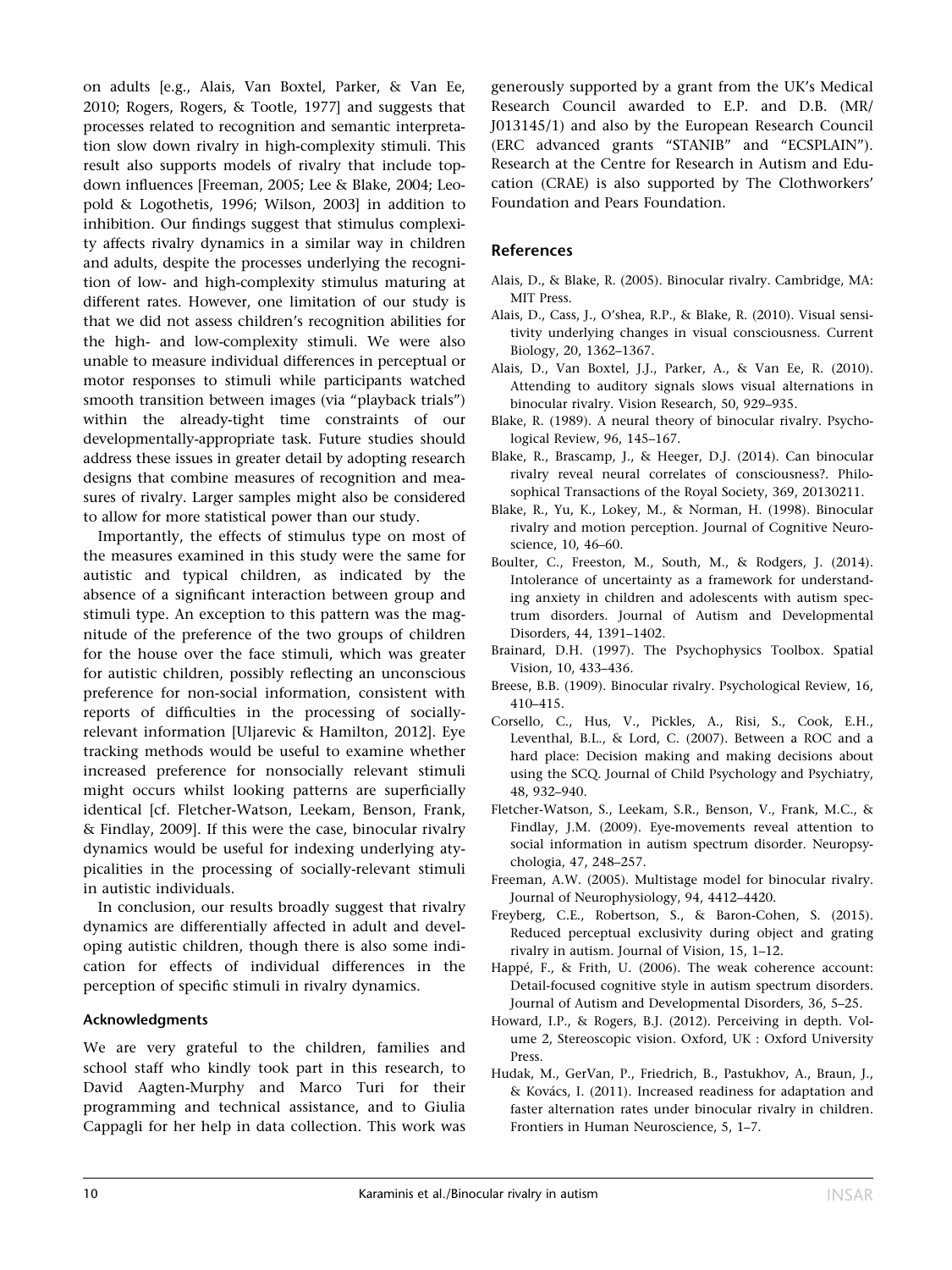on adults [e.g., Alais, Van Boxtel, Parker, & Van Ee, 2010; Rogers, Rogers, & Tootle, 1977] and suggests that processes related to recognition and semantic interpretation slow down rivalry in high-complexity stimuli. This result also supports models of rivalry that include top-down influences [Freeman, 2005; Lee & Blake, 2004; Leopold & Logothetis, 1996; Wilson, 2003] in addition to inhibition. Our findings suggest that stimulus complexity affects rivalry dynamics in a similar way in children and adults, despite the processes underlying the recognition of low- and high-complexity stimulus maturing at different rates. However, one limitation of our study is that we did not assess children's recognition abilities for the high- and low-complexity stimuli. We were also unable to measure individual differences in perceptual or motor responses to stimuli while participants watched smooth transition between images (via "playback trials") within the already-tight time constraints of our developmentally-appropriate task. Future studies should address these issues in greater detail by adopting research designs that combine measures of recognition and measures of rivalry. Larger samples might also be considered to allow for more statistical power than our study.

Importantly, the effects of stimulus type on most of the measures examined in this study were the same for autistic and typical children, as indicated by the absence of a significant interaction between group and stimuli type. An exception to this pattern was the magnitude of the preference of the two groups of children for the house over the face stimuli, which was greater for autistic children, possibly reflecting an unconscious preference for non-social information, consistent with reports of difficulties in the processing of socially-relevant information [Uljarevic & Hamilton, 2012]. Eye tracking methods would be useful to examine whether increased preference for nonsocially relevant stimuli might occurs whilst looking patterns are superficially identical [cf. Fletcher-Watson, Leekam, Benson, Frank, & Findlay, 2009]. If this were the case, binocular rivalry dynamics would be useful for indexing underlying atypicalities in the processing of socially-relevant stimuli in autistic individuals.

In conclusion, our results broadly suggest that rivalry dynamics are differentially affected in adult and developing autistic children, though there is also some indication for effects of individual differences in the perception of specific stimuli in rivalry dynamics.

### Acknowledgments

We are very grateful to the children, families and school staff who kindly took part in this research, to David Aagten-Murphy and Marco Turi for their programming and technical assistance, and to Giulia Cappagli for her help in data collection. This work was generously supported by a grant from the UK's Medical Research Council awarded to E.P. and D.B. (MR/J013145/1) and also by the European Research Council (ERC advanced grants "STANIB" and "ECSPLAIN"). Research at the Centre for Research in Autism and Education (CRAE) is also supported by The Clothworkers' Foundation and Pears Foundation.

## References

Alais, D., & Blake, R. (2005). Binocular rivalry. Cambridge, MA: MIT Press.

Alais, D., Cass, J., O'shea, R.P., & Blake, R. (2010). Visual sensitivity underlying changes in visual consciousness. Current Biology, 20, 1362–1367.

Alais, D., Van Boxtel, J.J., Parker, A., & Van Ee, R. (2010). Attending to auditory signals slows visual alternations in binocular rivalry. Vision Research, 50, 929–935.

Blake, R. (1989). A neural theory of binocular rivalry. Psychological Review, 96, 145–167.

Blake, R., Brascamp, J., & Heeger, D.J. (2014). Can binocular rivalry reveal neural correlates of consciousness?. Philosophical Transactions of the Royal Society, 369, 20130211.

Blake, R., Yu, K., Lokey, M., & Norman, H. (1998). Binocular rivalry and motion perception. Journal of Cognitive Neuroscience, 10, 46–60.

Boulter, C., Freeston, M., South, M., & Rodgers, J. (2014). Intolerance of uncertainty as a framework for understanding anxiety in children and adolescents with autism spectrum disorders. Journal of Autism and Developmental Disorders, 44, 1391–1402.

Brainard, D.H. (1997). The Psychophysics Toolbox. Spatial Vision, 10, 433–436.

Breese, B.B. (1909). Binocular rivalry. Psychological Review, 16, 410–415.

Corsello, C., Hus, V., Pickles, A., Risi, S., Cook, E.H., Leventhal, B.L., & Lord, C. (2007). Between a ROC and a hard place: Decision making and making decisions about using the SCQ. Journal of Child Psychology and Psychiatry, 48, 932–940.

Fletcher-Watson, S., Leekam, S.R., Benson, V., Frank, M.C., & Findlay, J.M. (2009). Eye-movements reveal attention to social information in autism spectrum disorder. Neuropsychologia, 47, 248–257.

Freeman, A.W. (2005). Multistage model for binocular rivalry. Journal of Neurophysiology, 94, 4412–4420.

Freyberg, C.E., Robertson, S., & Baron-Cohen, S. (2015). Reduced perceptual exclusivity during object and grating rivalry in autism. Journal of Vision, 15, 1–12.

Happé, F., & Frith, U. (2006). The weak coherence account: Detail-focused cognitive style in autism spectrum disorders. Journal of Autism and Developmental Disorders, 36, 5–25.

Howard, I.P., & Rogers, B.J. (2012). Perceiving in depth. Volume 2, Stereoscopic vision. Oxford, UK : Oxford University Press.

Hudak, M., GerVan, P., Friedrich, B., Pastukhov, A., Braun, J., & Kovács, I. (2011). Increased readiness for adaptation and faster alternation rates under binocular rivalry in children. Frontiers in Human Neuroscience, 5, 1–7.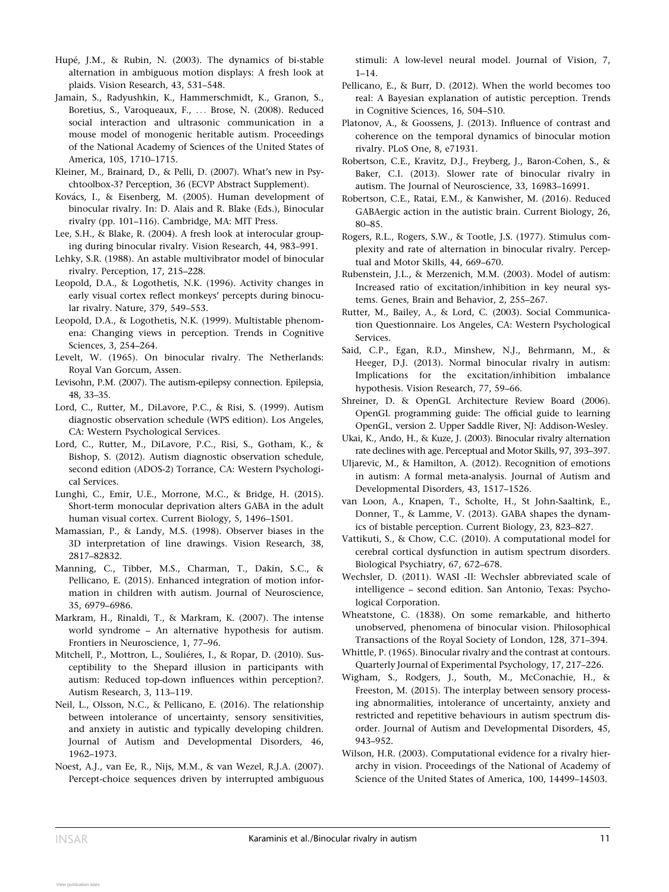Hupé, J.M., & Rubin, N. (2003). The dynamics of bi-stable alternation in ambiguous motion displays: A fresh look at plaids. Vision Research, 43, 531–548.

Jamain, S., Radyushkin, K., Hammerschmidt, K., Granon, S., Boretius, S., Varoqueaux, F., ... Brose, N. (2008). Reduced social interaction and ultrasonic communication in a mouse model of monogenic heritable autism. Proceedings of the National Academy of Sciences of the United States of America, 105, 1710–1715.

Kleiner, M., Brainard, D., & Pelli, D. (2007). What's new in Psychtoolbox-3? Perception, 36 (ECVP Abstract Supplement).

Kovács, I., & Eisenberg, M. (2005). Human development of binocular rivalry. In: D. Alais and R. Blake (Eds.), Binocular rivalry (pp. 101–116). Cambridge, MA: MIT Press.

Lee, S.H., & Blake, R. (2004). A fresh look at interocular grouping during binocular rivalry. Vision Research, 44, 983–991.

Lehky, S.R. (1988). An astable multivibrator model of binocular rivalry. Perception, 17, 215–228.

Leopold, D.A., & Logothetis, N.K. (1996). Activity changes in early visual cortex reflect monkeys' percepts during binocular rivalry. Nature, 379, 549–553.

Leopold, D.A., & Logothetis, N.K. (1999). Multistable phenomena: Changing views in perception. Trends in Cognitive Sciences, 3, 254–264.

Levelt, W. (1965). On binocular rivalry. The Netherlands: Royal Van Gorcum, Assen.

Levisohn, P.M. (2007). The autism-epilepsy connection. Epilepsia, 48, 33–35.

Lord, C., Rutter, M., DiLavore, P.C., & Risi, S. (1999). Autism diagnostic observation schedule (WPS edition). Los Angeles, CA: Western Psychological Services.

Lord, C., Rutter, M., DiLavore, P.C., Risi, S., Gotham, K., & Bishop, S. (2012). Autism diagnostic observation schedule, second edition (ADOS-2) Torrance, CA: Western Psychological Services.

Lunghi, C., Emir, U.E., Morrone, M.C., & Bridge, H. (2015). Short-term monocular deprivation alters GABA in the adult human visual cortex. Current Biology, 5, 1496–1501.

Mamassian, P., & Landy, M.S. (1998). Observer biases in the 3D interpretation of line drawings. Vision Research, 38, 2817–82832.

Manning, C., Tibber, M.S., Charman, T., Dakin, S.C., & Pellicano, E. (2015). Enhanced integration of motion information in children with autism. Journal of Neuroscience, 35, 6979–6986.

Markram, H., Rinaldi, T., & Markram, K. (2007). The intense world syndrome – An alternative hypothesis for autism. Frontiers in Neuroscience, 1, 77–96.

Mitchell, P., Mottron, L., Souliéres, I., & Ropar, D. (2010). Susceptibility to the Shepard illusion in participants with autism: Reduced top-down influences within perception?. Autism Research, 3, 113–119.

Neil, L., Olsson, N.C., & Pellicano, E. (2016). The relationship between intolerance of uncertainty, sensory sensitivities, and anxiety in autistic and typically developing children. Journal of Autism and Developmental Disorders, 46, 1962–1973.

Noest, A.J., van Ee, R., Nijs, M.M., & van Wezel, R.J.A. (2007). Percept-choice sequences driven by interrupted ambiguous stimuli: A low-level neural model. Journal of Vision, 7, 1–14.

Pellicano, E., & Burr, D. (2012). When the world becomes too real: A Bayesian explanation of autistic perception. Trends in Cognitive Sciences, 16, 504–510.

Platonov, A., & Goossens, J. (2013). Influence of contrast and coherence on the temporal dynamics of binocular motion rivalry. PLoS One, 8, e71931.

Robertson, C.E., Kravitz, D.J., Freyberg, J., Baron-Cohen, S., & Baker, C.I. (2013). Slower rate of binocular rivalry in autism. The Journal of Neuroscience, 33, 16983–16991.

Robertson, C.E., Ratai, E.M., & Kanwisher, M. (2016). Reduced GABAergic action in the autistic brain. Current Biology, 26, 80–85.

Rogers, R.L., Rogers, S.W., & Tootle, J.S. (1977). Stimulus complexity and rate of alternation in binocular rivalry. Perceptual and Motor Skills, 44, 669–670.

Rubenstein, J.L., & Merzenich, M.M. (2003). Model of autism: Increased ratio of excitation/inhibition in key neural systems. Genes, Brain and Behavior, 2, 255–267.

Rutter, M., Bailey, A., & Lord, C. (2003). Social Communication Questionnaire. Los Angeles, CA: Western Psychological Services.

Said, C.P., Egan, R.D., Minshew, N.J., Behrmann, M., & Heeger, D.J. (2013). Normal binocular rivalry in autism: Implications for the excitation/inhibition imbalance hypothesis. Vision Research, 77, 59–66.

Shreiner, D. & OpenGL Architecture Review Board (2006). OpenGL programming guide: The official guide to learning OpenGL, version 2. Upper Saddle River, NJ: Addison-Wesley.

Ukai, K., Ando, H., & Kuze, J. (2003). Binocular rivalry alternation rate declines with age. Perceptual and Motor Skills, 97, 393–397.

Uljarevic, M., & Hamilton, A. (2012). Recognition of emotions in autism: A formal meta-analysis. Journal of Autism and Developmental Disorders, 43, 1517–1526.

van Loon, A., Knapen, T., Scholte, H., St John-Saaltink, E., Donner, T., & Lamme, V. (2013). GABA shapes the dynamics of bistable perception. Current Biology, 23, 823–827.

Vattikuti, S., & Chow, C.C. (2010). A computational model for cerebral cortical dysfunction in autism spectrum disorders. Biological Psychiatry, 67, 672–678.

Wechsler, D. (2011). WASI -II: Wechsler abbreviated scale of intelligence – second edition. San Antonio, Texas: Psychological Corporation.

Wheatstone, C. (1838). On some remarkable, and hitherto unobserved, phenomena of binocular vision. Philosophical Transactions of the Royal Society of London, 128, 371–394.

Whittle, P. (1965). Binocular rivalry and the contrast at contours. Quarterly Journal of Experimental Psychology, 17, 217–226.

Wigham, S., Rodgers, J., South, M., McConachie, H., & Freeston, M. (2015). The interplay between sensory processing abnormalities, intolerance of uncertainty, anxiety and restricted and repetitive behaviours in autism spectrum disorder. Journal of Autism and Developmental Disorders, 45, 943–952.

Wilson, H.R. (2003). Computational evidence for a rivalry hierarchy in vision. Proceedings of the National of Academy of Science of the United States of America, 100, 14499–14503.